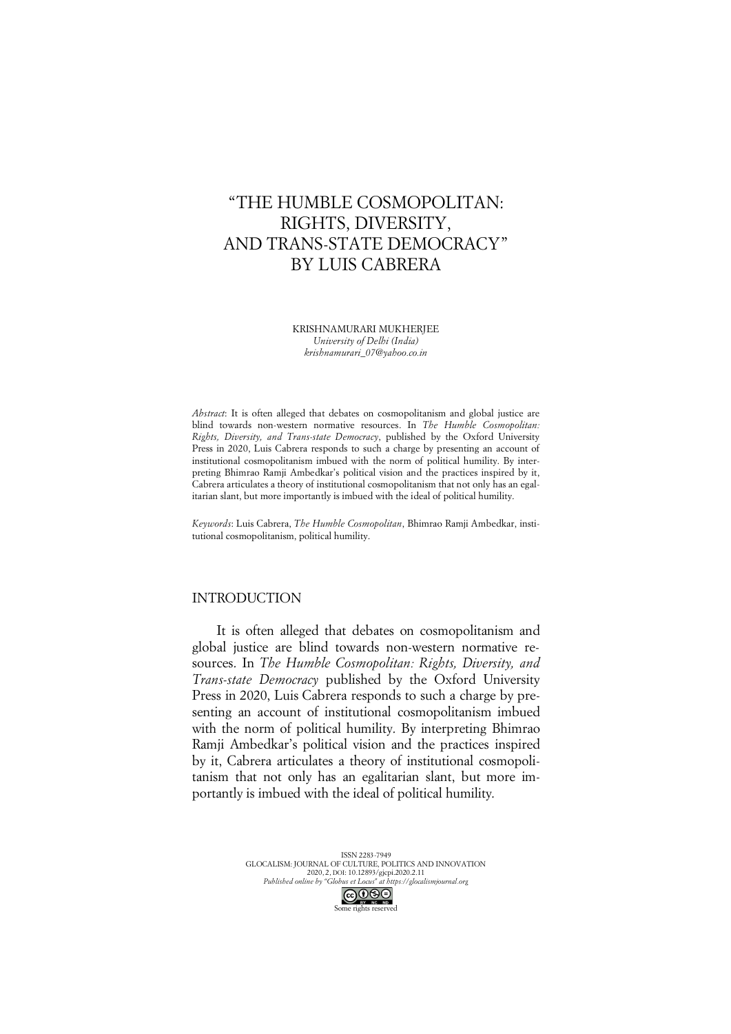# "THE HUMBLE COSMOPOLITAN: RIGHTS, DIVERSITY, AND TRANS-STATE DEMOCRACY" BY LUIS CABRERA

KRISHNAMURARI MUKHERJEE
*University of Delhi (India)*
*krishnamurari_07@yahoo.co.in*

*Abstract*: It is often alleged that debates on cosmopolitanism and global justice are blind towards non-western normative resources. In *The Humble Cosmopolitan: Rights, Diversity, and Trans-state Democracy*, published by the Oxford University Press in 2020, Luis Cabrera responds to such a charge by presenting an account of institutional cosmopolitanism imbued with the norm of political humility. By interpreting Bhimrao Ramji Ambedkar's political vision and the practices inspired by it, Cabrera articulates a theory of institutional cosmopolitanism that not only has an egalitarian slant, but more importantly is imbued with the ideal of political humility.

*Keywords*: Luis Cabrera, *The Humble Cosmopolitan*, Bhimrao Ramji Ambedkar, institutional cosmopolitanism, political humility.

## INTRODUCTION

It is often alleged that debates on cosmopolitanism and global justice are blind towards non-western normative resources. In *The Humble Cosmopolitan: Rights, Diversity, and Trans-state Democracy* published by the Oxford University Press in 2020, Luis Cabrera responds to such a charge by presenting an account of institutional cosmopolitanism imbued with the norm of political humility. By interpreting Bhimrao Ramji Ambedkar's political vision and the practices inspired by it, Cabrera articulates a theory of institutional cosmopolitanism that not only has an egalitarian slant, but more importantly is imbued with the ideal of political humility.

ISSN 2283-7949
GLOCALISM: JOURNAL OF CULTURE, POLITICS AND INNOVATION
2020, 2, DOI: 10.12893/gjcpi.2020.2.11
*Published online by "Globus et Locus" at https://glocalismjournal.org*
Some rights reserved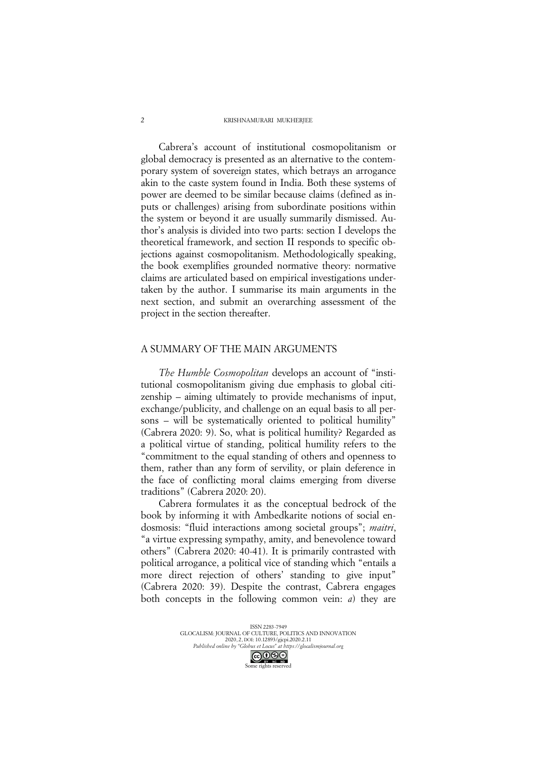Cabrera's account of institutional cosmopolitanism or global democracy is presented as an alternative to the contemporary system of sovereign states, which betrays an arrogance akin to the caste system found in India. Both these systems of power are deemed to be similar because claims (defined as inputs or challenges) arising from subordinate positions within the system or beyond it are usually summarily dismissed. Author's analysis is divided into two parts: section I develops the theoretical framework, and section II responds to specific objections against cosmopolitanism. Methodologically speaking, the book exemplifies grounded normative theory: normative claims are articulated based on empirical investigations undertaken by the author. I summarise its main arguments in the next section, and submit an overarching assessment of the project in the section thereafter.

## A SUMMARY OF THE MAIN ARGUMENTS

*The Humble Cosmopolitan* develops an account of "institutional cosmopolitanism giving due emphasis to global citizenship – aiming ultimately to provide mechanisms of input, exchange/publicity, and challenge on an equal basis to all persons – will be systematically oriented to political humility" (Cabrera 2020: 9). So, what is political humility? Regarded as a political virtue of standing, political humility refers to the "commitment to the equal standing of others and openness to them, rather than any form of servility, or plain deference in the face of conflicting moral claims emerging from diverse traditions" (Cabrera 2020: 20).

Cabrera formulates it as the conceptual bedrock of the book by informing it with Ambedkarite notions of social endosmosis: "fluid interactions among societal groups"; *maitri*, "a virtue expressing sympathy, amity, and benevolence toward others" (Cabrera 2020: 40-41). It is primarily contrasted with political arrogance, a political vice of standing which "entails a more direct rejection of others' standing to give input" (Cabrera 2020: 39). Despite the contrast, Cabrera engages both concepts in the following common vein: *a*) they are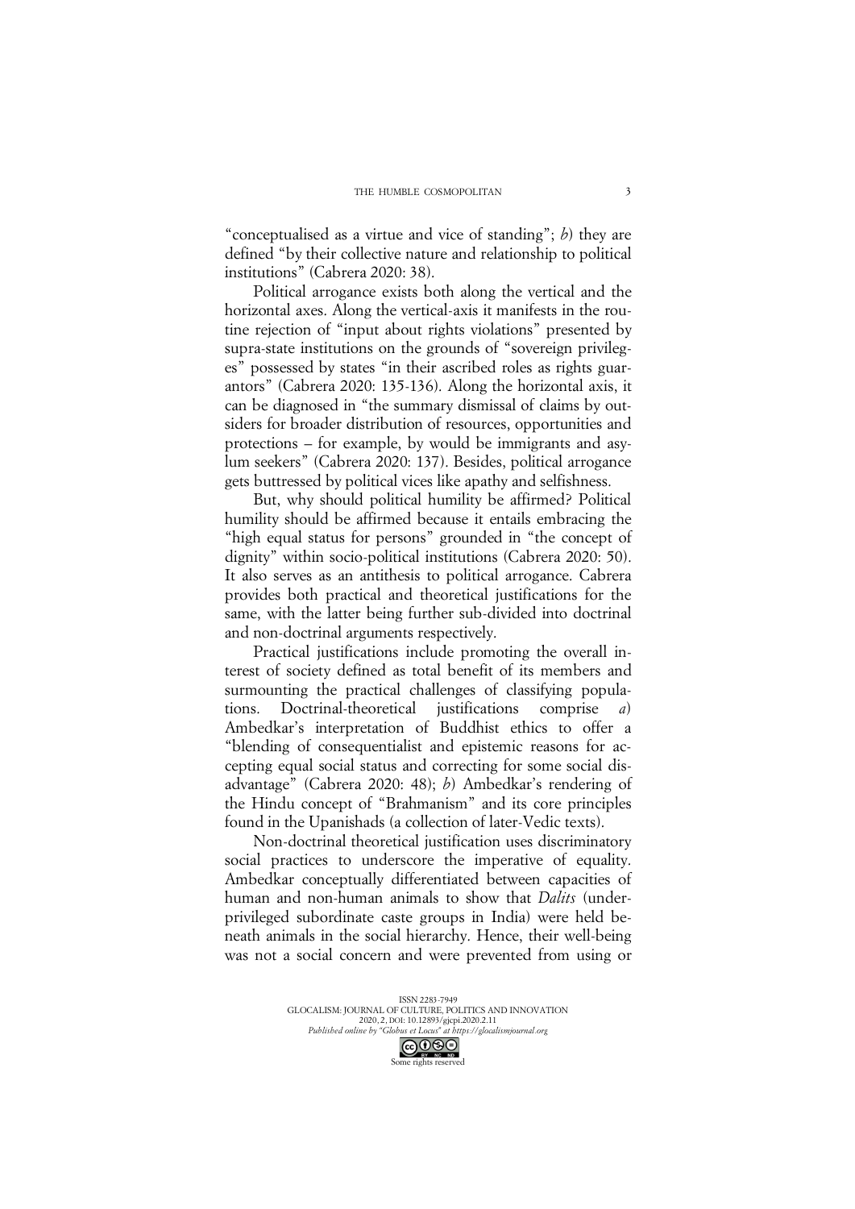"conceptualised as a virtue and vice of standing"; *b*) they are defined "by their collective nature and relationship to political institutions" (Cabrera 2020: 38).

Political arrogance exists both along the vertical and the horizontal axes. Along the vertical-axis it manifests in the routine rejection of "input about rights violations" presented by supra-state institutions on the grounds of "sovereign privileges" possessed by states "in their ascribed roles as rights guarantors" (Cabrera 2020: 135-136). Along the horizontal axis, it can be diagnosed in "the summary dismissal of claims by outsiders for broader distribution of resources, opportunities and protections – for example, by would be immigrants and asylum seekers" (Cabrera 2020: 137). Besides, political arrogance gets buttressed by political vices like apathy and selfishness.

But, why should political humility be affirmed? Political humility should be affirmed because it entails embracing the "high equal status for persons" grounded in "the concept of dignity" within socio-political institutions (Cabrera 2020: 50). It also serves as an antithesis to political arrogance. Cabrera provides both practical and theoretical justifications for the same, with the latter being further sub-divided into doctrinal and non-doctrinal arguments respectively.

Practical justifications include promoting the overall interest of society defined as total benefit of its members and surmounting the practical challenges of classifying populations. Doctrinal-theoretical justifications comprise *a*) Ambedkar's interpretation of Buddhist ethics to offer a "blending of consequentialist and epistemic reasons for accepting equal social status and correcting for some social disadvantage" (Cabrera 2020: 48); *b*) Ambedkar's rendering of the Hindu concept of "Brahmanism" and its core principles found in the Upanishads (a collection of later-Vedic texts).

Non-doctrinal theoretical justification uses discriminatory social practices to underscore the imperative of equality. Ambedkar conceptually differentiated between capacities of human and non-human animals to show that *Dalits* (underprivileged subordinate caste groups in India) were held beneath animals in the social hierarchy. Hence, their well-being was not a social concern and were prevented from using or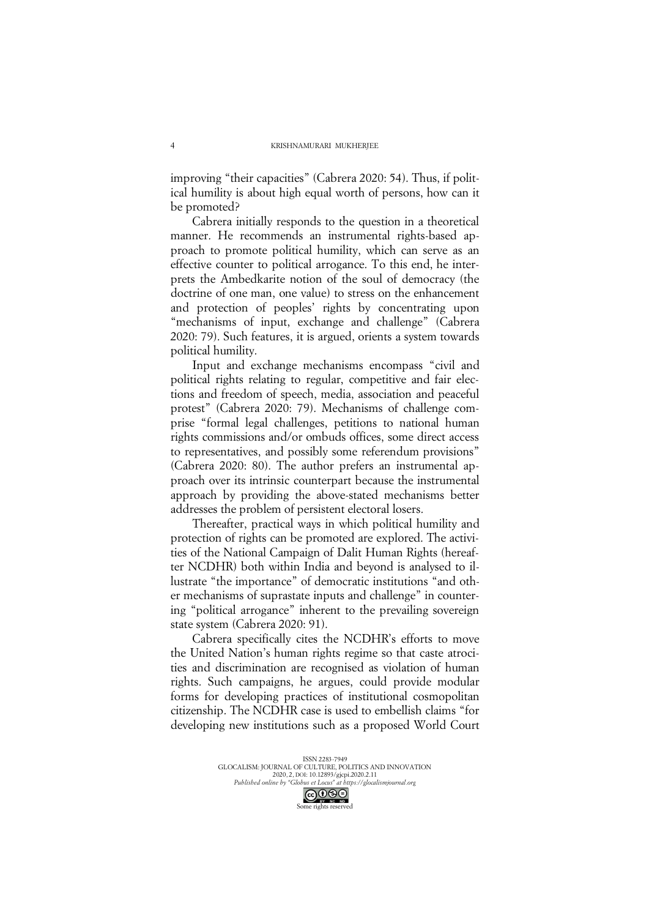improving "their capacities" (Cabrera 2020: 54). Thus, if political humility is about high equal worth of persons, how can it be promoted?

Cabrera initially responds to the question in a theoretical manner. He recommends an instrumental rights-based approach to promote political humility, which can serve as an effective counter to political arrogance. To this end, he interprets the Ambedkarite notion of the soul of democracy (the doctrine of one man, one value) to stress on the enhancement and protection of peoples' rights by concentrating upon "mechanisms of input, exchange and challenge" (Cabrera 2020: 79). Such features, it is argued, orients a system towards political humility.

Input and exchange mechanisms encompass "civil and political rights relating to regular, competitive and fair elections and freedom of speech, media, association and peaceful protest" (Cabrera 2020: 79). Mechanisms of challenge comprise "formal legal challenges, petitions to national human rights commissions and/or ombuds offices, some direct access to representatives, and possibly some referendum provisions" (Cabrera 2020: 80). The author prefers an instrumental approach over its intrinsic counterpart because the instrumental approach by providing the above-stated mechanisms better addresses the problem of persistent electoral losers.

Thereafter, practical ways in which political humility and protection of rights can be promoted are explored. The activities of the National Campaign of Dalit Human Rights (hereafter NCDHR) both within India and beyond is analysed to illustrate "the importance" of democratic institutions "and other mechanisms of suprastate inputs and challenge" in countering "political arrogance" inherent to the prevailing sovereign state system (Cabrera 2020: 91).

Cabrera specifically cites the NCDHR's efforts to move the United Nation's human rights regime so that caste atrocities and discrimination are recognised as violation of human rights. Such campaigns, he argues, could provide modular forms for developing practices of institutional cosmopolitan citizenship. The NCDHR case is used to embellish claims "for developing new institutions such as a proposed World Court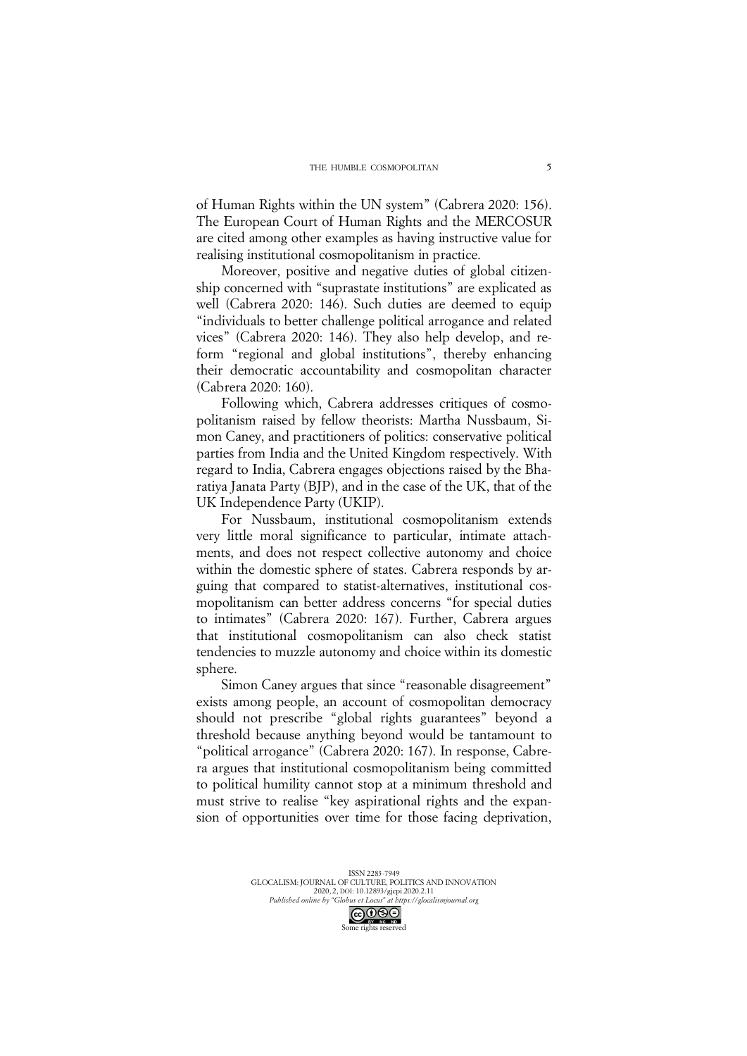of Human Rights within the UN system" (Cabrera 2020: 156). The European Court of Human Rights and the MERCOSUR are cited among other examples as having instructive value for realising institutional cosmopolitanism in practice.

Moreover, positive and negative duties of global citizenship concerned with "suprastate institutions" are explicated as well (Cabrera 2020: 146). Such duties are deemed to equip "individuals to better challenge political arrogance and related vices" (Cabrera 2020: 146). They also help develop, and reform "regional and global institutions", thereby enhancing their democratic accountability and cosmopolitan character (Cabrera 2020: 160).

Following which, Cabrera addresses critiques of cosmopolitanism raised by fellow theorists: Martha Nussbaum, Simon Caney, and practitioners of politics: conservative political parties from India and the United Kingdom respectively. With regard to India, Cabrera engages objections raised by the Bharatiya Janata Party (BJP), and in the case of the UK, that of the UK Independence Party (UKIP).

For Nussbaum, institutional cosmopolitanism extends very little moral significance to particular, intimate attachments, and does not respect collective autonomy and choice within the domestic sphere of states. Cabrera responds by arguing that compared to statist-alternatives, institutional cosmopolitanism can better address concerns "for special duties to intimates" (Cabrera 2020: 167). Further, Cabrera argues that institutional cosmopolitanism can also check statist tendencies to muzzle autonomy and choice within its domestic sphere.

Simon Caney argues that since "reasonable disagreement" exists among people, an account of cosmopolitan democracy should not prescribe "global rights guarantees" beyond a threshold because anything beyond would be tantamount to "political arrogance" (Cabrera 2020: 167). In response, Cabrera argues that institutional cosmopolitanism being committed to political humility cannot stop at a minimum threshold and must strive to realise "key aspirational rights and the expansion of opportunities over time for those facing deprivation,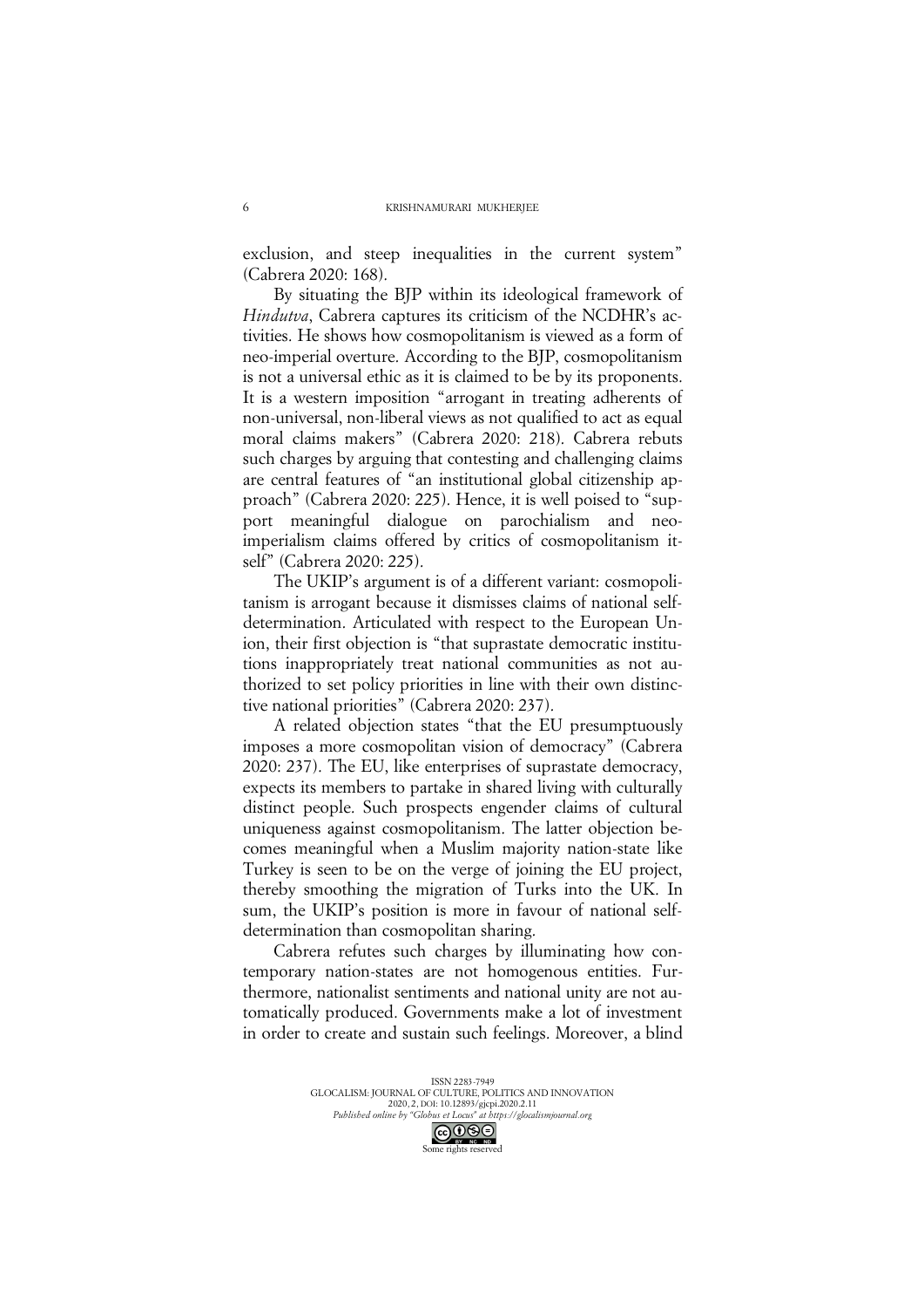exclusion, and steep inequalities in the current system" (Cabrera 2020: 168).

By situating the BJP within its ideological framework of *Hindutva*, Cabrera captures its criticism of the NCDHR's activities. He shows how cosmopolitanism is viewed as a form of neo-imperial overture. According to the BJP, cosmopolitanism is not a universal ethic as it is claimed to be by its proponents. It is a western imposition "arrogant in treating adherents of non-universal, non-liberal views as not qualified to act as equal moral claims makers" (Cabrera 2020: 218). Cabrera rebuts such charges by arguing that contesting and challenging claims are central features of "an institutional global citizenship approach" (Cabrera 2020: 225). Hence, it is well poised to "support meaningful dialogue on parochialism and neo-imperialism claims offered by critics of cosmopolitanism itself" (Cabrera 2020: 225).

The UKIP's argument is of a different variant: cosmopolitanism is arrogant because it dismisses claims of national self-determination. Articulated with respect to the European Union, their first objection is "that suprastate democratic institutions inappropriately treat national communities as not authorized to set policy priorities in line with their own distinctive national priorities" (Cabrera 2020: 237).

A related objection states "that the EU presumptuously imposes a more cosmopolitan vision of democracy" (Cabrera 2020: 237). The EU, like enterprises of suprastate democracy, expects its members to partake in shared living with culturally distinct people. Such prospects engender claims of cultural uniqueness against cosmopolitanism. The latter objection becomes meaningful when a Muslim majority nation-state like Turkey is seen to be on the verge of joining the EU project, thereby smoothing the migration of Turks into the UK. In sum, the UKIP's position is more in favour of national self-determination than cosmopolitan sharing.

Cabrera refutes such charges by illuminating how contemporary nation-states are not homogenous entities. Furthermore, nationalist sentiments and national unity are not automatically produced. Governments make a lot of investment in order to create and sustain such feelings. Moreover, a blind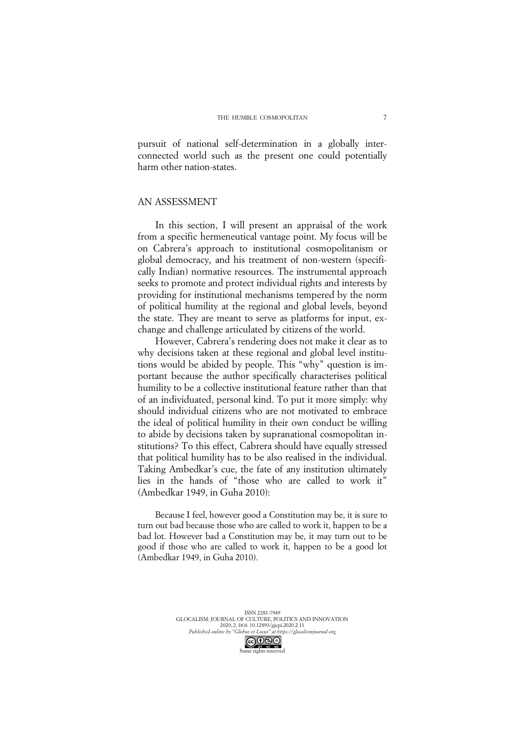pursuit of national self-determination in a globally interconnected world such as the present one could potentially harm other nation-states.

## AN ASSESSMENT

In this section, I will present an appraisal of the work from a specific hermeneutical vantage point. My focus will be on Cabrera's approach to institutional cosmopolitanism or global democracy, and his treatment of non-western (specifically Indian) normative resources. The instrumental approach seeks to promote and protect individual rights and interests by providing for institutional mechanisms tempered by the norm of political humility at the regional and global levels, beyond the state. They are meant to serve as platforms for input, exchange and challenge articulated by citizens of the world.

However, Cabrera's rendering does not make it clear as to why decisions taken at these regional and global level institutions would be abided by people. This "why" question is important because the author specifically characterises political humility to be a collective institutional feature rather than that of an individuated, personal kind. To put it more simply: why should individual citizens who are not motivated to embrace the ideal of political humility in their own conduct be willing to abide by decisions taken by supranational cosmopolitan institutions? To this effect, Cabrera should have equally stressed that political humility has to be also realised in the individual. Taking Ambedkar's cue, the fate of any institution ultimately lies in the hands of "those who are called to work it" (Ambedkar 1949, in Guha 2010):

> Because I feel, however good a Constitution may be, it is sure to turn out bad because those who are called to work it, happen to be a bad lot. However bad a Constitution may be, it may turn out to be good if those who are called to work it, happen to be a good lot (Ambedkar 1949, in Guha 2010).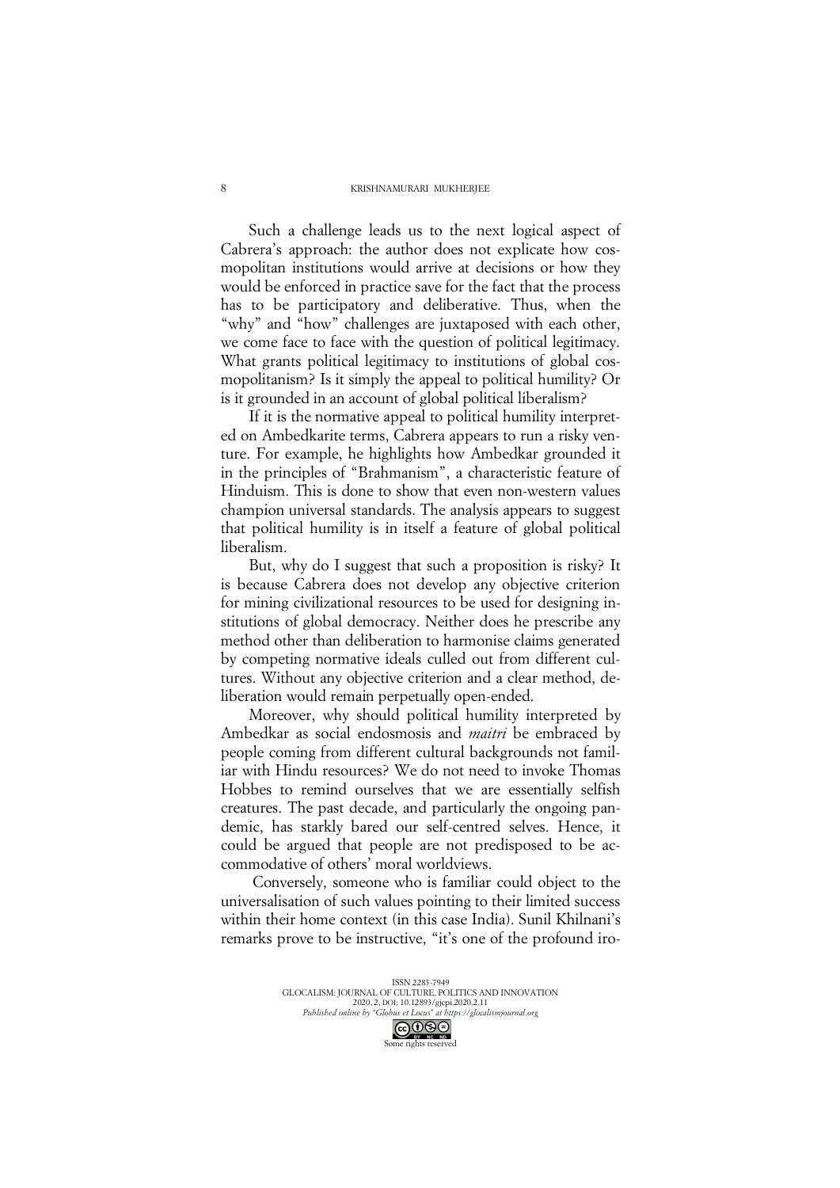Such a challenge leads us to the next logical aspect of Cabrera's approach: the author does not explicate how cosmopolitan institutions would arrive at decisions or how they would be enforced in practice save for the fact that the process has to be participatory and deliberative. Thus, when the "why" and "how" challenges are juxtaposed with each other, we come face to face with the question of political legitimacy. What grants political legitimacy to institutions of global cosmopolitanism? Is it simply the appeal to political humility? Or is it grounded in an account of global political liberalism?

If it is the normative appeal to political humility interpreted on Ambedkarite terms, Cabrera appears to run a risky venture. For example, he highlights how Ambedkar grounded it in the principles of "Brahmanism", a characteristic feature of Hinduism. This is done to show that even non-western values champion universal standards. The analysis appears to suggest that political humility is in itself a feature of global political liberalism.

But, why do I suggest that such a proposition is risky? It is because Cabrera does not develop any objective criterion for mining civilizational resources to be used for designing institutions of global democracy. Neither does he prescribe any method other than deliberation to harmonise claims generated by competing normative ideals culled out from different cultures. Without any objective criterion and a clear method, deliberation would remain perpetually open-ended.

Moreover, why should political humility interpreted by Ambedkar as social endosmosis and *maitri* be embraced by people coming from different cultural backgrounds not familiar with Hindu resources? We do not need to invoke Thomas Hobbes to remind ourselves that we are essentially selfish creatures. The past decade, and particularly the ongoing pandemic, has starkly bared our self-centred selves. Hence, it could be argued that people are not predisposed to be accommodative of others' moral worldviews.

Conversely, someone who is familiar could object to the universalisation of such values pointing to their limited success within their home context (in this case India). Sunil Khilnani's remarks prove to be instructive, "it's one of the profound iro-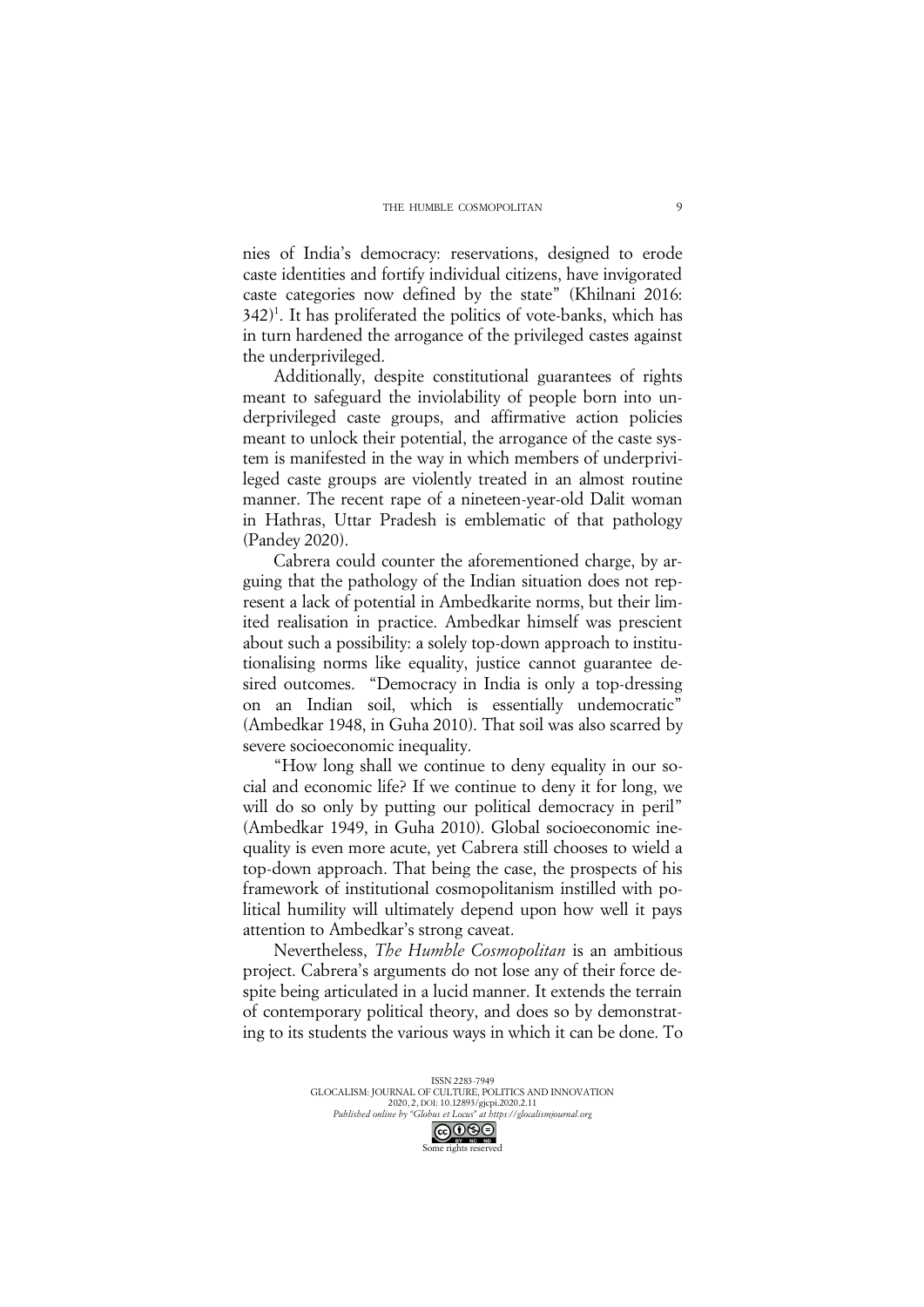nies of India's democracy: reservations, designed to erode caste identities and fortify individual citizens, have invigorated caste categories now defined by the state" (Khilnani 2016: 342)[1]. It has proliferated the politics of vote-banks, which has in turn hardened the arrogance of the privileged castes against the underprivileged.

Additionally, despite constitutional guarantees of rights meant to safeguard the inviolability of people born into underprivileged caste groups, and affirmative action policies meant to unlock their potential, the arrogance of the caste system is manifested in the way in which members of underprivileged caste groups are violently treated in an almost routine manner. The recent rape of a nineteen-year-old Dalit woman in Hathras, Uttar Pradesh is emblematic of that pathology (Pandey 2020).

Cabrera could counter the aforementioned charge, by arguing that the pathology of the Indian situation does not represent a lack of potential in Ambedkarite norms, but their limited realisation in practice. Ambedkar himself was prescient about such a possibility: a solely top-down approach to institutionalising norms like equality, justice cannot guarantee desired outcomes. "Democracy in India is only a top-dressing on an Indian soil, which is essentially undemocratic" (Ambedkar 1948, in Guha 2010). That soil was also scarred by severe socioeconomic inequality.

"How long shall we continue to deny equality in our social and economic life? If we continue to deny it for long, we will do so only by putting our political democracy in peril" (Ambedkar 1949, in Guha 2010). Global socioeconomic inequality is even more acute, yet Cabrera still chooses to wield a top-down approach. That being the case, the prospects of his framework of institutional cosmopolitanism instilled with political humility will ultimately depend upon how well it pays attention to Ambedkar's strong caveat.

Nevertheless, *The Humble Cosmopolitan* is an ambitious project. Cabrera's arguments do not lose any of their force despite being articulated in a lucid manner. It extends the terrain of contemporary political theory, and does so by demonstrating to its students the various ways in which it can be done. To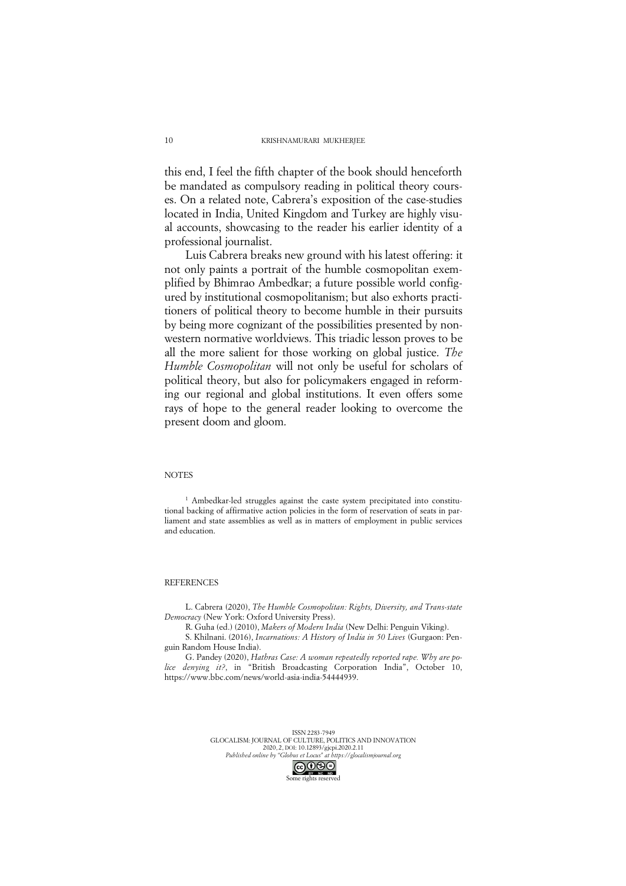this end, I feel the fifth chapter of the book should henceforth be mandated as compulsory reading in political theory courses. On a related note, Cabrera's exposition of the case-studies located in India, United Kingdom and Turkey are highly visual accounts, showcasing to the reader his earlier identity of a professional journalist.

Luis Cabrera breaks new ground with his latest offering: it not only paints a portrait of the humble cosmopolitan exemplified by Bhimrao Ambedkar; a future possible world configured by institutional cosmopolitanism; but also exhorts practitioners of political theory to become humble in their pursuits by being more cognizant of the possibilities presented by non-western normative worldviews. This triadic lesson proves to be all the more salient for those working on global justice. *The Humble Cosmopolitan* will not only be useful for scholars of political theory, but also for policymakers engaged in reforming our regional and global institutions. It even offers some rays of hope to the general reader looking to overcome the present doom and gloom.

## NOTES

[1] Ambedkar-led struggles against the caste system precipitated into constitutional backing of affirmative action policies in the form of reservation of seats in parliament and state assemblies as well as in matters of employment in public services and education.

## REFERENCES

L. Cabrera (2020), *The Humble Cosmopolitan: Rights, Diversity, and Trans-state Democracy* (New York: Oxford University Press).

R. Guha (ed.) (2010), *Makers of Modern India* (New Delhi: Penguin Viking).

S. Khilnani. (2016), *Incarnations: A History of India in 50 Lives* (Gurgaon: Penguin Random House India).

G. Pandey (2020), *Hathras Case: A woman repeatedly reported rape. Why are police denying it?*, in "British Broadcasting Corporation India", October 10, https://www.bbc.com/news/world-asia-india-54444939.

ISSN 2283-7949
GLOCALISM: JOURNAL OF CULTURE, POLITICS AND INNOVATION
2020, 2, DOI: 10.12893/gjcpi.2020.2.11
*Published online by "Globus et Locus" at https://glocalismjournal.org*
Some rights reserved